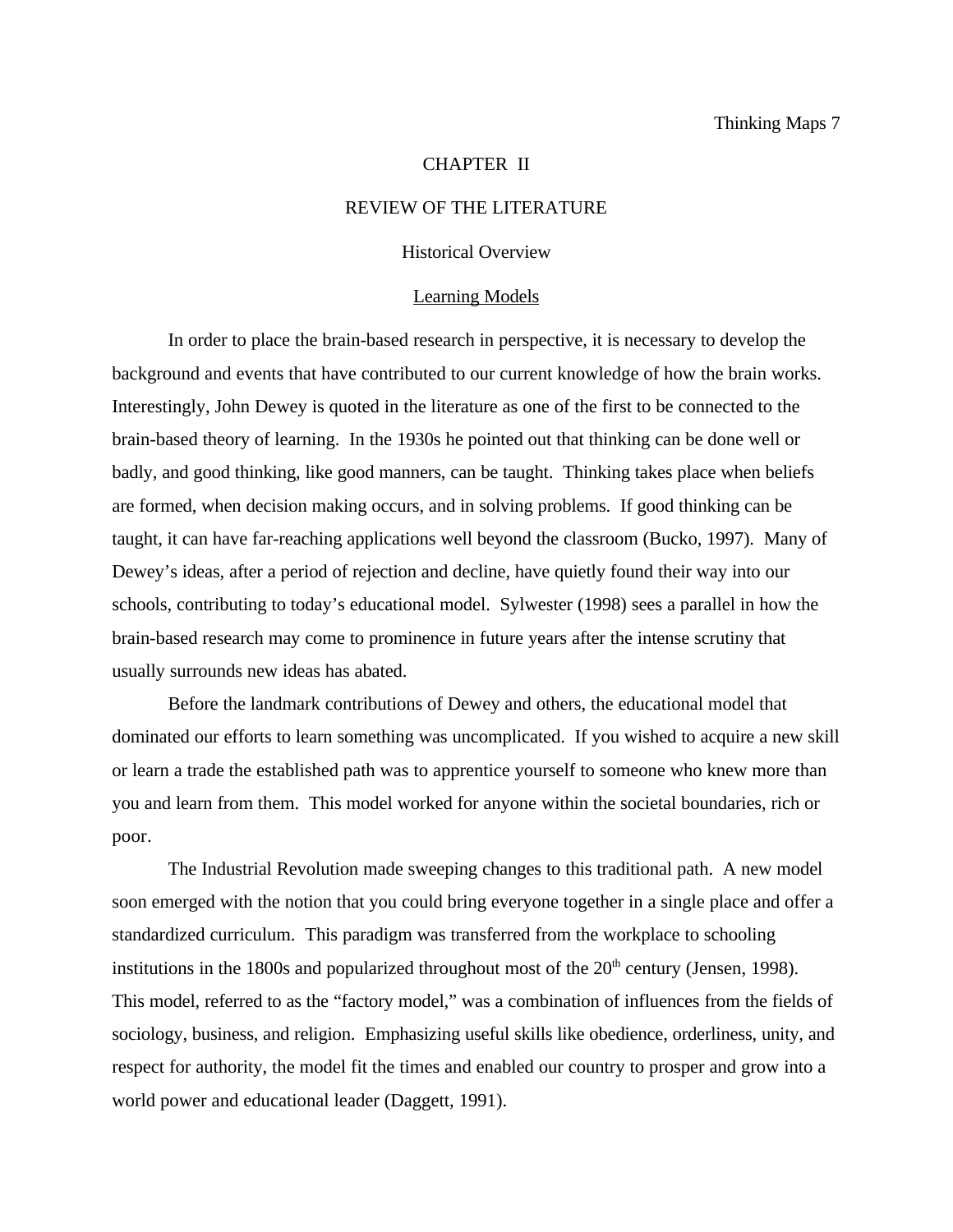# CHAPTER II

# REVIEW OF THE LITERATURE

## Historical Overview

### Learning Models

In order to place the brain-based research in perspective, it is necessary to develop the background and events that have contributed to our current knowledge of how the brain works. Interestingly, John Dewey is quoted in the literature as one of the first to be connected to the brain-based theory of learning. In the 1930s he pointed out that thinking can be done well or badly, and good thinking, like good manners, can be taught. Thinking takes place when beliefs are formed, when decision making occurs, and in solving problems. If good thinking can be taught, it can have far-reaching applications well beyond the classroom (Bucko, 1997). Many of Dewey's ideas, after a period of rejection and decline, have quietly found their way into our schools, contributing to today's educational model. Sylwester (1998) sees a parallel in how the brain-based research may come to prominence in future years after the intense scrutiny that usually surrounds new ideas has abated.

Before the landmark contributions of Dewey and others, the educational model that dominated our efforts to learn something was uncomplicated. If you wished to acquire a new skill or learn a trade the established path was to apprentice yourself to someone who knew more than you and learn from them. This model worked for anyone within the societal boundaries, rich or poor.

The Industrial Revolution made sweeping changes to this traditional path. A new model soon emerged with the notion that you could bring everyone together in a single place and offer a standardized curriculum. This paradigm was transferred from the workplace to schooling institutions in the 1800s and popularized throughout most of the 20th century (Jensen, 1998). This model, referred to as the "factory model," was a combination of influences from the fields of sociology, business, and religion. Emphasizing useful skills like obedience, orderliness, unity, and respect for authority, the model fit the times and enabled our country to prosper and grow into a world power and educational leader (Daggett, 1991).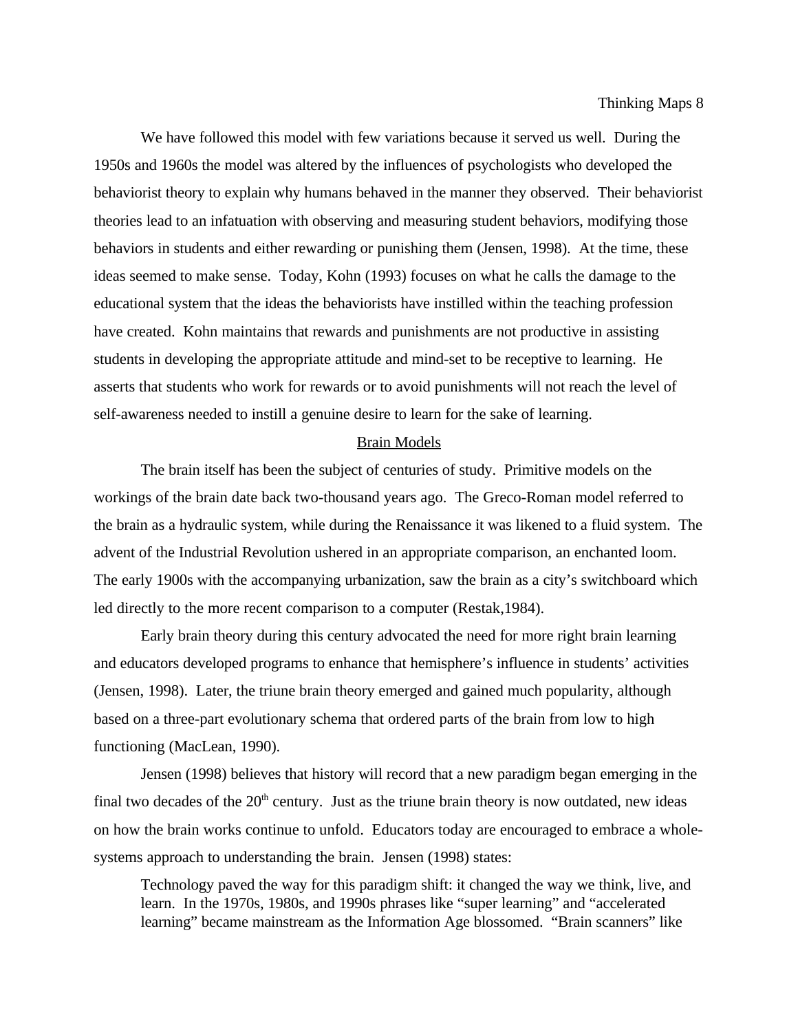We have followed this model with few variations because it served us well. During the 1950s and 1960s the model was altered by the influences of psychologists who developed the behaviorist theory to explain why humans behaved in the manner they observed. Their behaviorist theories lead to an infatuation with observing and measuring student behaviors, modifying those behaviors in students and either rewarding or punishing them (Jensen, 1998). At the time, these ideas seemed to make sense. Today, Kohn (1993) focuses on what he calls the damage to the educational system that the ideas the behaviorists have instilled within the teaching profession have created. Kohn maintains that rewards and punishments are not productive in assisting students in developing the appropriate attitude and mind-set to be receptive to learning. He asserts that students who work for rewards or to avoid punishments will not reach the level of self-awareness needed to instill a genuine desire to learn for the sake of learning.

## Brain Models

The brain itself has been the subject of centuries of study. Primitive models on the workings of the brain date back two-thousand years ago. The Greco-Roman model referred to the brain as a hydraulic system, while during the Renaissance it was likened to a fluid system. The advent of the Industrial Revolution ushered in an appropriate comparison, an enchanted loom. The early 1900s with the accompanying urbanization, saw the brain as a city's switchboard which led directly to the more recent comparison to a computer (Restak,1984).

Early brain theory during this century advocated the need for more right brain learning and educators developed programs to enhance that hemisphere's influence in students' activities (Jensen, 1998). Later, the triune brain theory emerged and gained much popularity, although based on a three-part evolutionary schema that ordered parts of the brain from low to high functioning (MacLean, 1990).

Jensen (1998) believes that history will record that a new paradigm began emerging in the final two decades of the 20th century. Just as the triune brain theory is now outdated, new ideas on how the brain works continue to unfold. Educators today are encouraged to embrace a whole-systems approach to understanding the brain. Jensen (1998) states:

> Technology paved the way for this paradigm shift: it changed the way we think, live, and learn. In the 1970s, 1980s, and 1990s phrases like "super learning" and "accelerated learning" became mainstream as the Information Age blossomed. "Brain scanners" like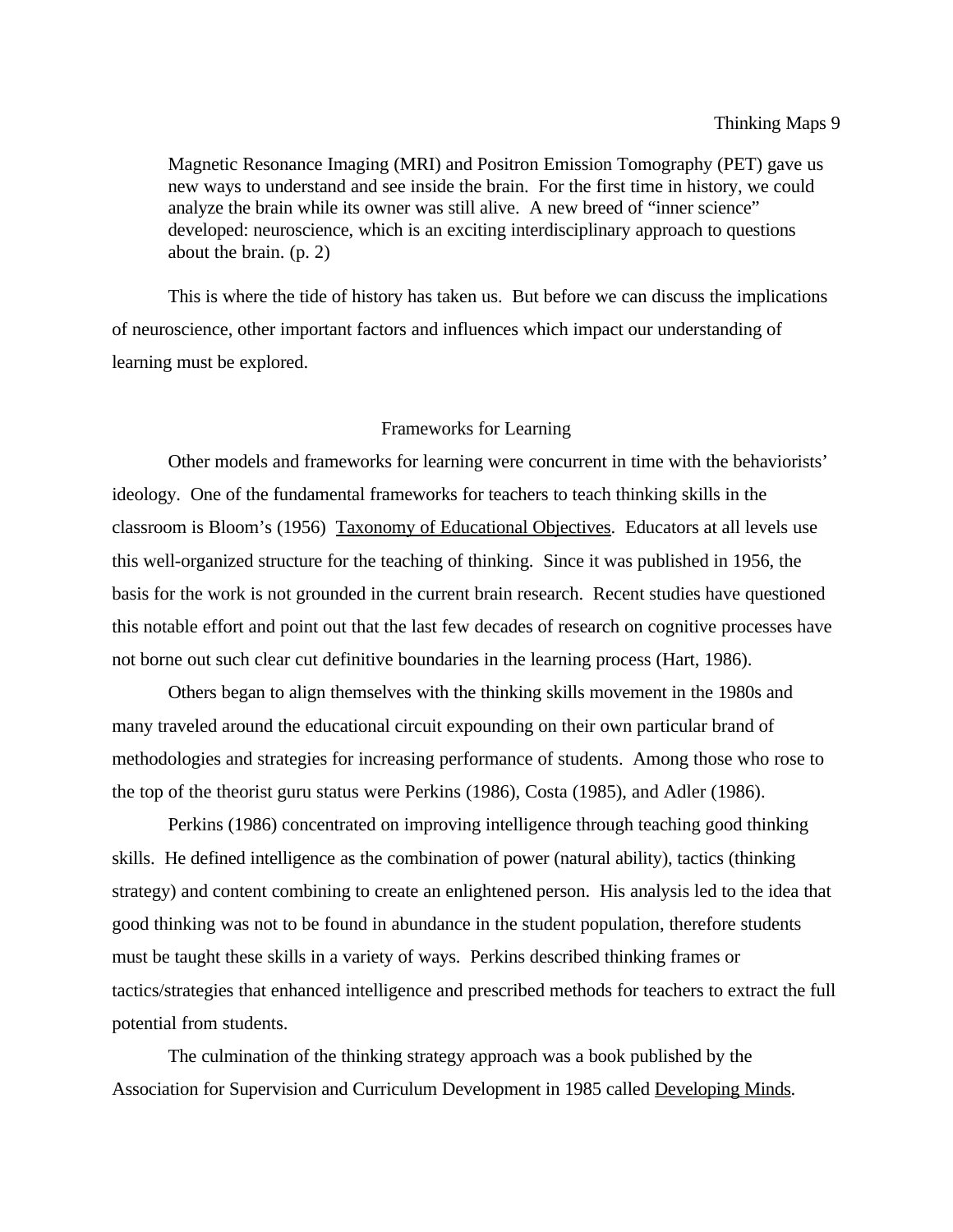> Magnetic Resonance Imaging (MRI) and Positron Emission Tomography (PET) gave us new ways to understand and see inside the brain. For the first time in history, we could analyze the brain while its owner was still alive. A new breed of "inner science" developed: neuroscience, which is an exciting interdisciplinary approach to questions about the brain. (p. 2)

This is where the tide of history has taken us. But before we can discuss the implications of neuroscience, other important factors and influences which impact our understanding of learning must be explored.

## Frameworks for Learning

Other models and frameworks for learning were concurrent in time with the behaviorists' ideology. One of the fundamental frameworks for teachers to teach thinking skills in the classroom is Bloom's (1956) Taxonomy of Educational Objectives. Educators at all levels use this well-organized structure for the teaching of thinking. Since it was published in 1956, the basis for the work is not grounded in the current brain research. Recent studies have questioned this notable effort and point out that the last few decades of research on cognitive processes have not borne out such clear cut definitive boundaries in the learning process (Hart, 1986).

Others began to align themselves with the thinking skills movement in the 1980s and many traveled around the educational circuit expounding on their own particular brand of methodologies and strategies for increasing performance of students. Among those who rose to the top of the theorist guru status were Perkins (1986), Costa (1985), and Adler (1986).

Perkins (1986) concentrated on improving intelligence through teaching good thinking skills. He defined intelligence as the combination of power (natural ability), tactics (thinking strategy) and content combining to create an enlightened person. His analysis led to the idea that good thinking was not to be found in abundance in the student population, therefore students must be taught these skills in a variety of ways. Perkins described thinking frames or tactics/strategies that enhanced intelligence and prescribed methods for teachers to extract the full potential from students.

The culmination of the thinking strategy approach was a book published by the Association for Supervision and Curriculum Development in 1985 called Developing Minds.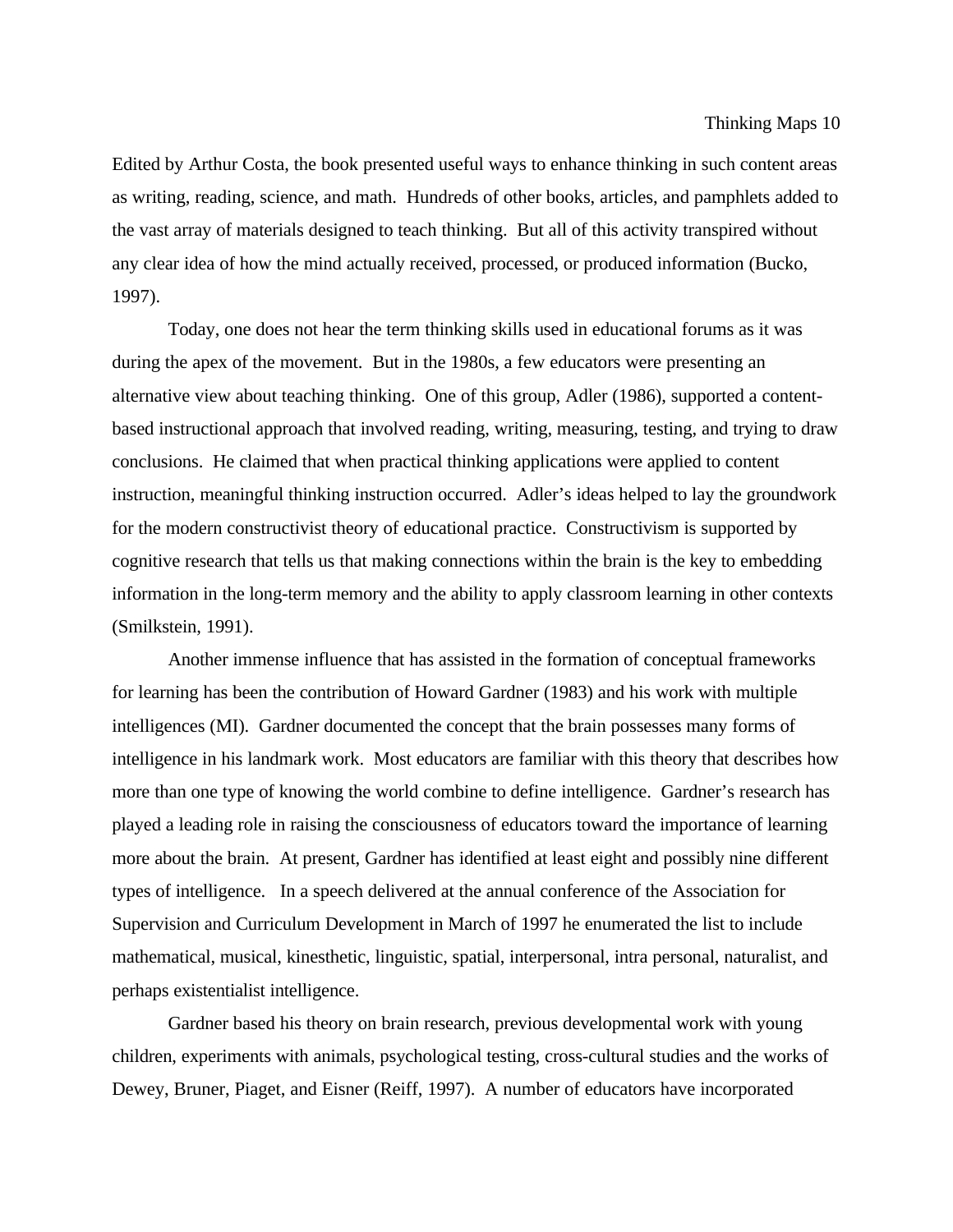Edited by Arthur Costa, the book presented useful ways to enhance thinking in such content areas as writing, reading, science, and math. Hundreds of other books, articles, and pamphlets added to the vast array of materials designed to teach thinking. But all of this activity transpired without any clear idea of how the mind actually received, processed, or produced information (Bucko, 1997).

Today, one does not hear the term thinking skills used in educational forums as it was during the apex of the movement. But in the 1980s, a few educators were presenting an alternative view about teaching thinking. One of this group, Adler (1986), supported a content-based instructional approach that involved reading, writing, measuring, testing, and trying to draw conclusions. He claimed that when practical thinking applications were applied to content instruction, meaningful thinking instruction occurred. Adler's ideas helped to lay the groundwork for the modern constructivist theory of educational practice. Constructivism is supported by cognitive research that tells us that making connections within the brain is the key to embedding information in the long-term memory and the ability to apply classroom learning in other contexts (Smilkstein, 1991).

Another immense influence that has assisted in the formation of conceptual frameworks for learning has been the contribution of Howard Gardner (1983) and his work with multiple intelligences (MI). Gardner documented the concept that the brain possesses many forms of intelligence in his landmark work. Most educators are familiar with this theory that describes how more than one type of knowing the world combine to define intelligence. Gardner's research has played a leading role in raising the consciousness of educators toward the importance of learning more about the brain. At present, Gardner has identified at least eight and possibly nine different types of intelligence. In a speech delivered at the annual conference of the Association for Supervision and Curriculum Development in March of 1997 he enumerated the list to include mathematical, musical, kinesthetic, linguistic, spatial, interpersonal, intra personal, naturalist, and perhaps existentialist intelligence.

Gardner based his theory on brain research, previous developmental work with young children, experiments with animals, psychological testing, cross-cultural studies and the works of Dewey, Bruner, Piaget, and Eisner (Reiff, 1997). A number of educators have incorporated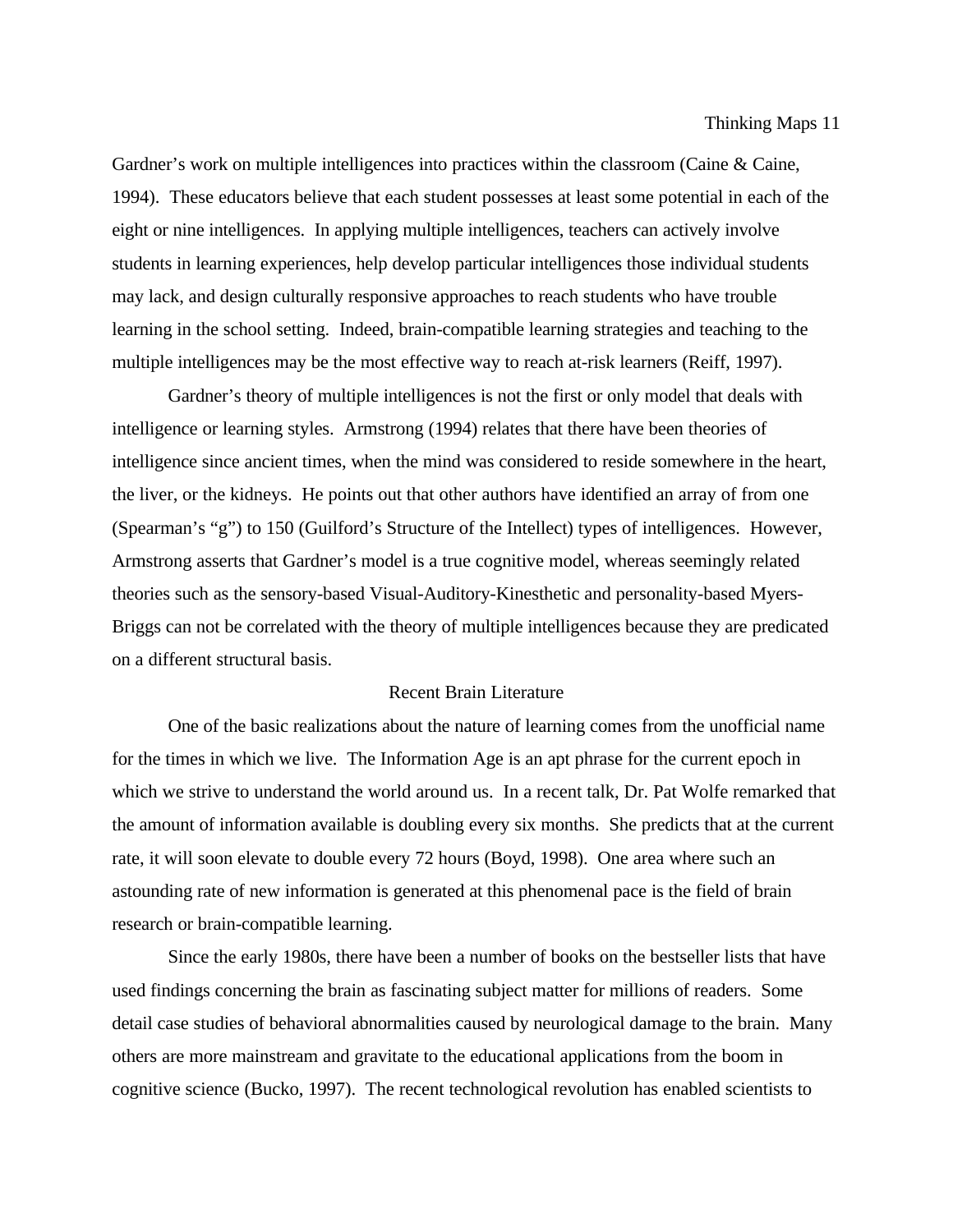Gardner's work on multiple intelligences into practices within the classroom (Caine & Caine, 1994). These educators believe that each student possesses at least some potential in each of the eight or nine intelligences. In applying multiple intelligences, teachers can actively involve students in learning experiences, help develop particular intelligences those individual students may lack, and design culturally responsive approaches to reach students who have trouble learning in the school setting. Indeed, brain-compatible learning strategies and teaching to the multiple intelligences may be the most effective way to reach at-risk learners (Reiff, 1997).

Gardner's theory of multiple intelligences is not the first or only model that deals with intelligence or learning styles. Armstrong (1994) relates that there have been theories of intelligence since ancient times, when the mind was considered to reside somewhere in the heart, the liver, or the kidneys. He points out that other authors have identified an array of from one (Spearman's "g") to 150 (Guilford's Structure of the Intellect) types of intelligences. However, Armstrong asserts that Gardner's model is a true cognitive model, whereas seemingly related theories such as the sensory-based Visual-Auditory-Kinesthetic and personality-based Myers-Briggs can not be correlated with the theory of multiple intelligences because they are predicated on a different structural basis.

## Recent Brain Literature

One of the basic realizations about the nature of learning comes from the unofficial name for the times in which we live. The Information Age is an apt phrase for the current epoch in which we strive to understand the world around us. In a recent talk, Dr. Pat Wolfe remarked that the amount of information available is doubling every six months. She predicts that at the current rate, it will soon elevate to double every 72 hours (Boyd, 1998). One area where such an astounding rate of new information is generated at this phenomenal pace is the field of brain research or brain-compatible learning.

Since the early 1980s, there have been a number of books on the bestseller lists that have used findings concerning the brain as fascinating subject matter for millions of readers. Some detail case studies of behavioral abnormalities caused by neurological damage to the brain. Many others are more mainstream and gravitate to the educational applications from the boom in cognitive science (Bucko, 1997). The recent technological revolution has enabled scientists to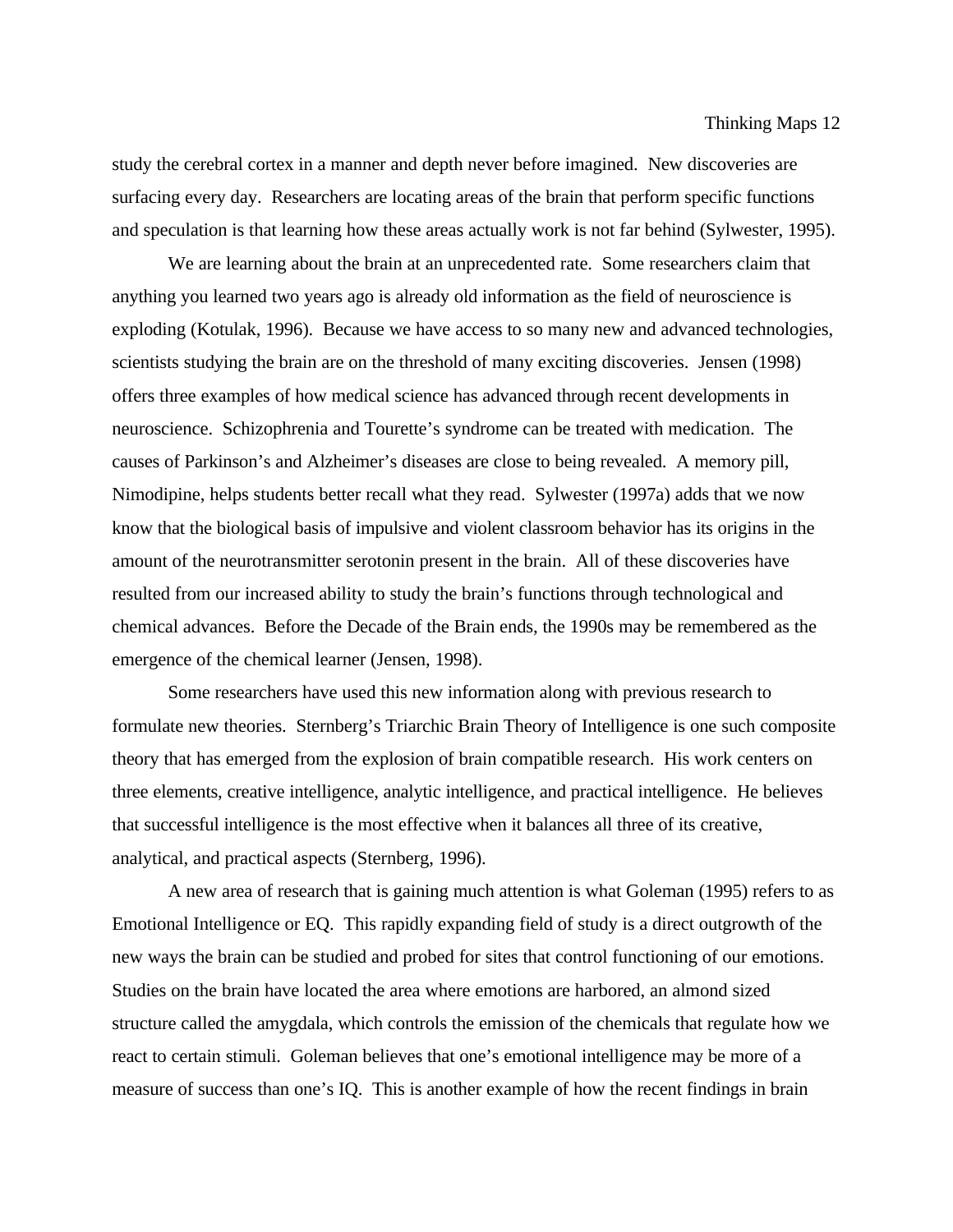study the cerebral cortex in a manner and depth never before imagined. New discoveries are surfacing every day. Researchers are locating areas of the brain that perform specific functions and speculation is that learning how these areas actually work is not far behind (Sylwester, 1995).

We are learning about the brain at an unprecedented rate. Some researchers claim that anything you learned two years ago is already old information as the field of neuroscience is exploding (Kotulak, 1996). Because we have access to so many new and advanced technologies, scientists studying the brain are on the threshold of many exciting discoveries. Jensen (1998) offers three examples of how medical science has advanced through recent developments in neuroscience. Schizophrenia and Tourette's syndrome can be treated with medication. The causes of Parkinson's and Alzheimer's diseases are close to being revealed. A memory pill, Nimodipine, helps students better recall what they read. Sylwester (1997a) adds that we now know that the biological basis of impulsive and violent classroom behavior has its origins in the amount of the neurotransmitter serotonin present in the brain. All of these discoveries have resulted from our increased ability to study the brain's functions through technological and chemical advances. Before the Decade of the Brain ends, the 1990s may be remembered as the emergence of the chemical learner (Jensen, 1998).

Some researchers have used this new information along with previous research to formulate new theories. Sternberg's Triarchic Brain Theory of Intelligence is one such composite theory that has emerged from the explosion of brain compatible research. His work centers on three elements, creative intelligence, analytic intelligence, and practical intelligence. He believes that successful intelligence is the most effective when it balances all three of its creative, analytical, and practical aspects (Sternberg, 1996).

A new area of research that is gaining much attention is what Goleman (1995) refers to as Emotional Intelligence or EQ. This rapidly expanding field of study is a direct outgrowth of the new ways the brain can be studied and probed for sites that control functioning of our emotions. Studies on the brain have located the area where emotions are harbored, an almond sized structure called the amygdala, which controls the emission of the chemicals that regulate how we react to certain stimuli. Goleman believes that one's emotional intelligence may be more of a measure of success than one's IQ. This is another example of how the recent findings in brain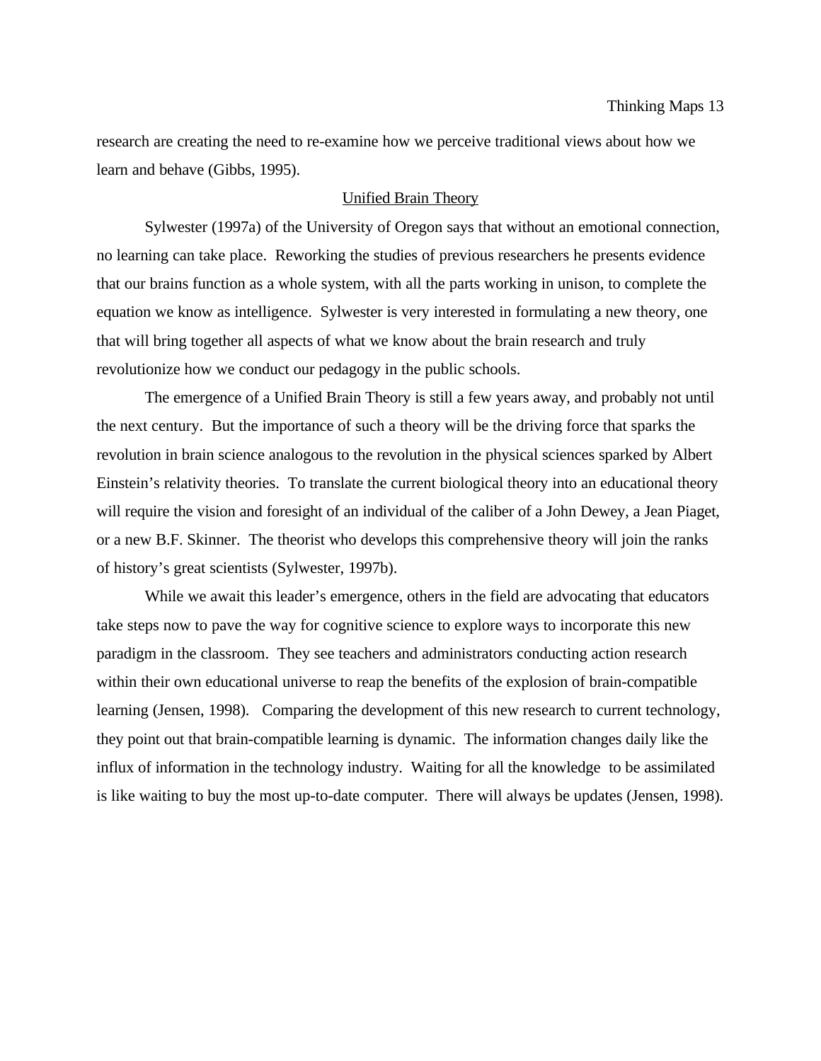research are creating the need to re-examine how we perceive traditional views about how we learn and behave (Gibbs, 1995).

## Unified Brain Theory

Sylwester (1997a) of the University of Oregon says that without an emotional connection, no learning can take place. Reworking the studies of previous researchers he presents evidence that our brains function as a whole system, with all the parts working in unison, to complete the equation we know as intelligence. Sylwester is very interested in formulating a new theory, one that will bring together all aspects of what we know about the brain research and truly revolutionize how we conduct our pedagogy in the public schools.

The emergence of a Unified Brain Theory is still a few years away, and probably not until the next century. But the importance of such a theory will be the driving force that sparks the revolution in brain science analogous to the revolution in the physical sciences sparked by Albert Einstein's relativity theories. To translate the current biological theory into an educational theory will require the vision and foresight of an individual of the caliber of a John Dewey, a Jean Piaget, or a new B.F. Skinner. The theorist who develops this comprehensive theory will join the ranks of history's great scientists (Sylwester, 1997b).

While we await this leader's emergence, others in the field are advocating that educators take steps now to pave the way for cognitive science to explore ways to incorporate this new paradigm in the classroom. They see teachers and administrators conducting action research within their own educational universe to reap the benefits of the explosion of brain-compatible learning (Jensen, 1998). Comparing the development of this new research to current technology, they point out that brain-compatible learning is dynamic. The information changes daily like the influx of information in the technology industry. Waiting for all the knowledge to be assimilated is like waiting to buy the most up-to-date computer. There will always be updates (Jensen, 1998).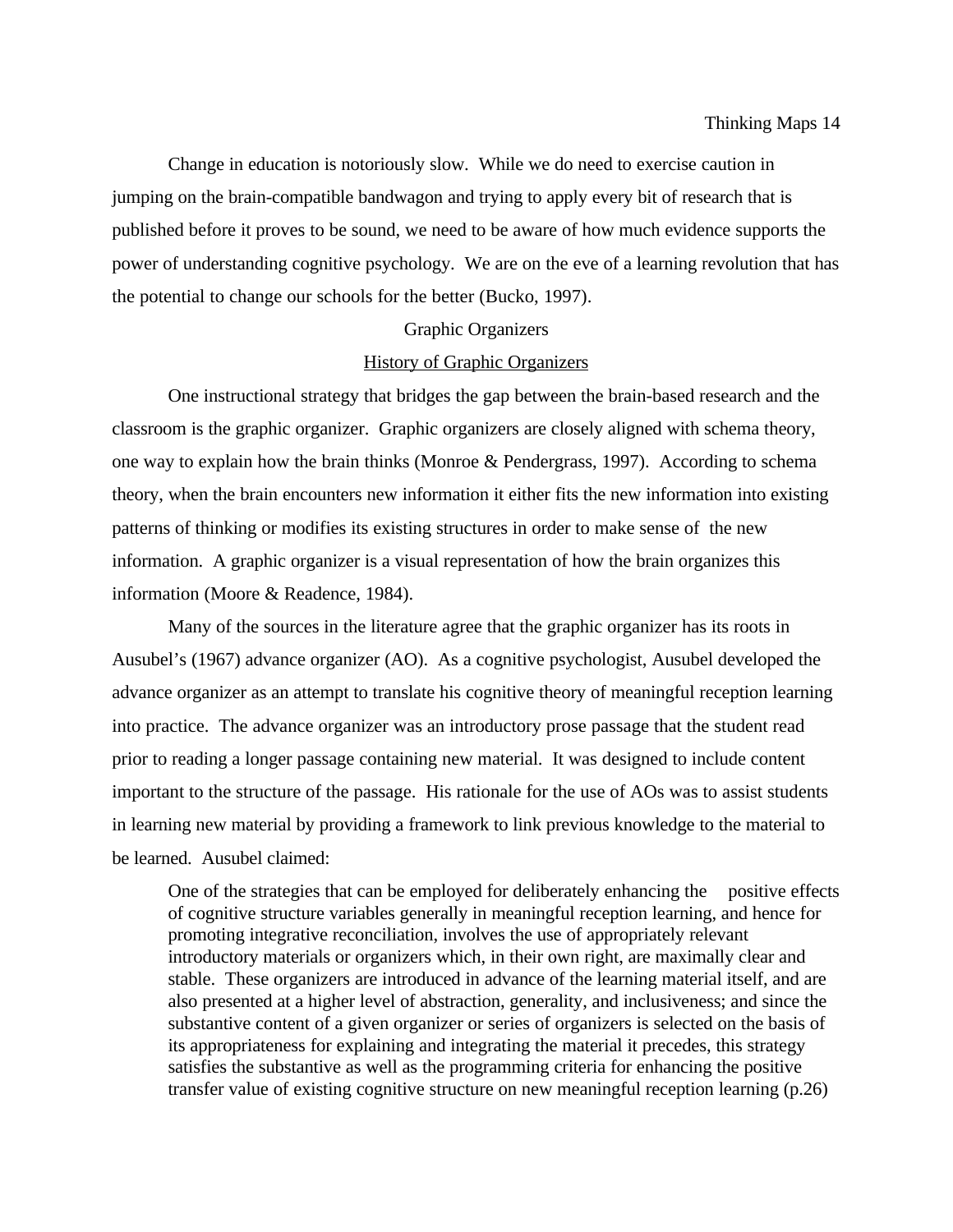Change in education is notoriously slow. While we do need to exercise caution in jumping on the brain-compatible bandwagon and trying to apply every bit of research that is published before it proves to be sound, we need to be aware of how much evidence supports the power of understanding cognitive psychology. We are on the eve of a learning revolution that has the potential to change our schools for the better (Bucko, 1997).

## Graphic Organizers

### History of Graphic Organizers

One instructional strategy that bridges the gap between the brain-based research and the classroom is the graphic organizer. Graphic organizers are closely aligned with schema theory, one way to explain how the brain thinks (Monroe & Pendergrass, 1997). According to schema theory, when the brain encounters new information it either fits the new information into existing patterns of thinking or modifies its existing structures in order to make sense of the new information. A graphic organizer is a visual representation of how the brain organizes this information (Moore & Readence, 1984).

Many of the sources in the literature agree that the graphic organizer has its roots in Ausubel's (1967) advance organizer (AO). As a cognitive psychologist, Ausubel developed the advance organizer as an attempt to translate his cognitive theory of meaningful reception learning into practice. The advance organizer was an introductory prose passage that the student read prior to reading a longer passage containing new material. It was designed to include content important to the structure of the passage. His rationale for the use of AOs was to assist students in learning new material by providing a framework to link previous knowledge to the material to be learned. Ausubel claimed:

> One of the strategies that can be employed for deliberately enhancing the positive effects of cognitive structure variables generally in meaningful reception learning, and hence for promoting integrative reconciliation, involves the use of appropriately relevant introductory materials or organizers which, in their own right, are maximally clear and stable. These organizers are introduced in advance of the learning material itself, and are also presented at a higher level of abstraction, generality, and inclusiveness; and since the substantive content of a given organizer or series of organizers is selected on the basis of its appropriateness for explaining and integrating the material it precedes, this strategy satisfies the substantive as well as the programming criteria for enhancing the positive transfer value of existing cognitive structure on new meaningful reception learning (p.26)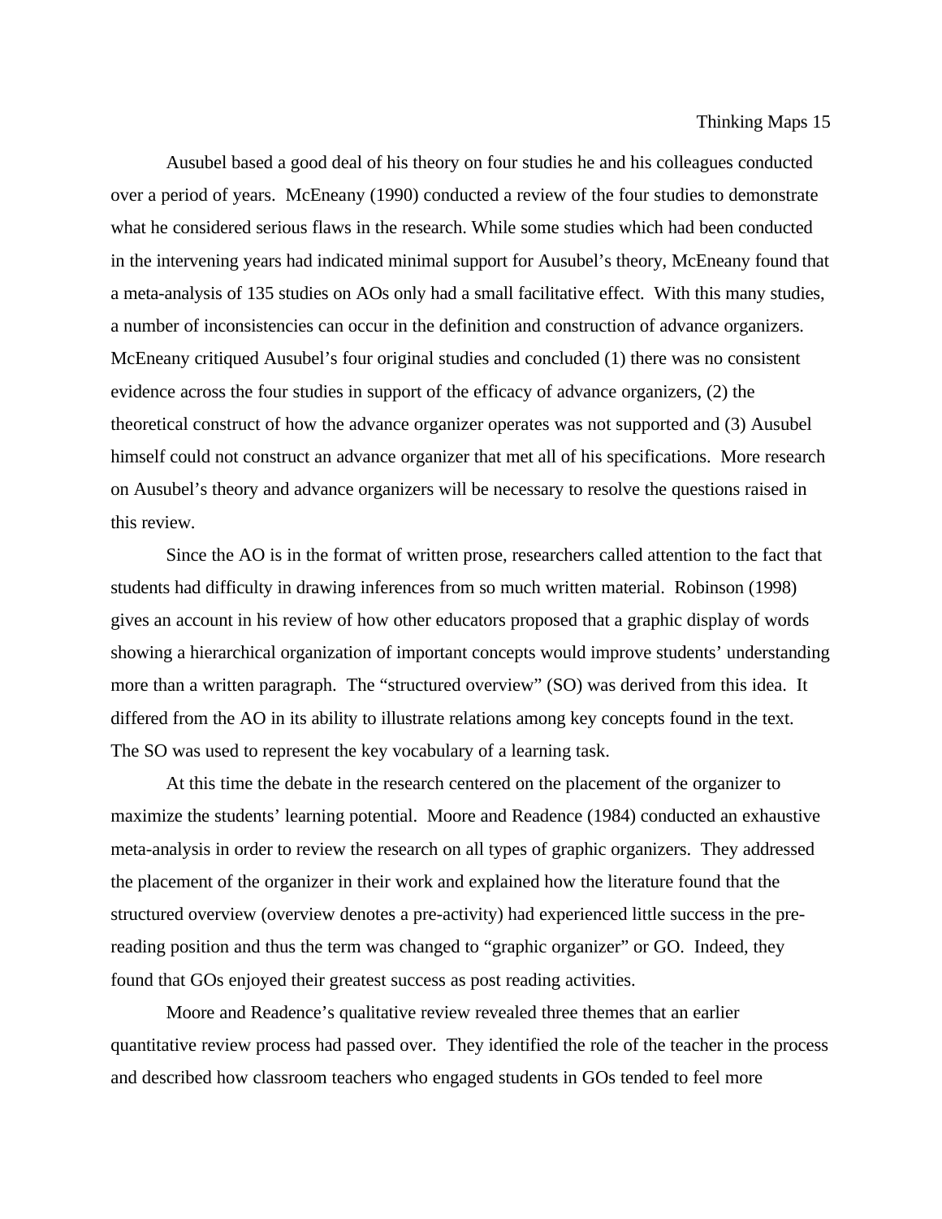Ausubel based a good deal of his theory on four studies he and his colleagues conducted over a period of years. McEneany (1990) conducted a review of the four studies to demonstrate what he considered serious flaws in the research. While some studies which had been conducted in the intervening years had indicated minimal support for Ausubel's theory, McEneany found that a meta-analysis of 135 studies on AOs only had a small facilitative effect. With this many studies, a number of inconsistencies can occur in the definition and construction of advance organizers. McEneany critiqued Ausubel's four original studies and concluded (1) there was no consistent evidence across the four studies in support of the efficacy of advance organizers, (2) the theoretical construct of how the advance organizer operates was not supported and (3) Ausubel himself could not construct an advance organizer that met all of his specifications. More research on Ausubel's theory and advance organizers will be necessary to resolve the questions raised in this review.

Since the AO is in the format of written prose, researchers called attention to the fact that students had difficulty in drawing inferences from so much written material. Robinson (1998) gives an account in his review of how other educators proposed that a graphic display of words showing a hierarchical organization of important concepts would improve students' understanding more than a written paragraph. The "structured overview" (SO) was derived from this idea. It differed from the AO in its ability to illustrate relations among key concepts found in the text. The SO was used to represent the key vocabulary of a learning task.

At this time the debate in the research centered on the placement of the organizer to maximize the students' learning potential. Moore and Readence (1984) conducted an exhaustive meta-analysis in order to review the research on all types of graphic organizers. They addressed the placement of the organizer in their work and explained how the literature found that the structured overview (overview denotes a pre-activity) had experienced little success in the pre-reading position and thus the term was changed to "graphic organizer" or GO. Indeed, they found that GOs enjoyed their greatest success as post reading activities.

Moore and Readence's qualitative review revealed three themes that an earlier quantitative review process had passed over. They identified the role of the teacher in the process and described how classroom teachers who engaged students in GOs tended to feel more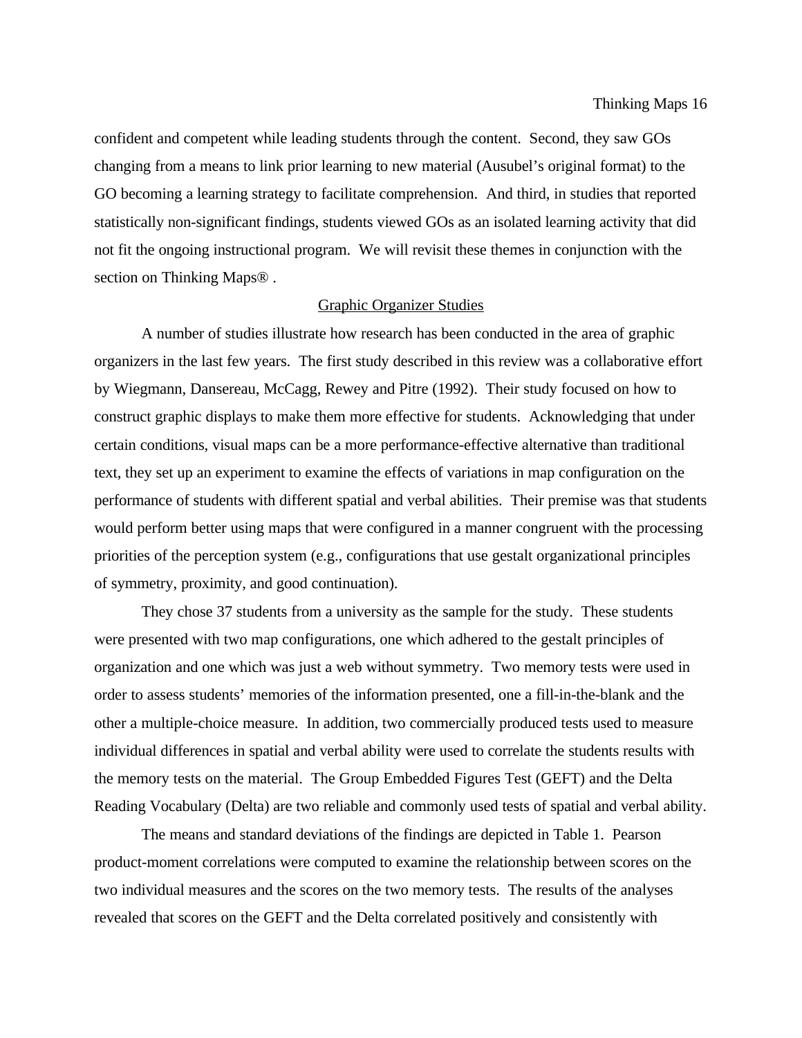confident and competent while leading students through the content. Second, they saw GOs changing from a means to link prior learning to new material (Ausubel's original format) to the GO becoming a learning strategy to facilitate comprehension. And third, in studies that reported statistically non-significant findings, students viewed GOs as an isolated learning activity that did not fit the ongoing instructional program. We will revisit these themes in conjunction with the section on Thinking Maps® .

## Graphic Organizer Studies

A number of studies illustrate how research has been conducted in the area of graphic organizers in the last few years. The first study described in this review was a collaborative effort by Wiegmann, Dansereau, McCagg, Rewey and Pitre (1992). Their study focused on how to construct graphic displays to make them more effective for students. Acknowledging that under certain conditions, visual maps can be a more performance-effective alternative than traditional text, they set up an experiment to examine the effects of variations in map configuration on the performance of students with different spatial and verbal abilities. Their premise was that students would perform better using maps that were configured in a manner congruent with the processing priorities of the perception system (e.g., configurations that use gestalt organizational principles of symmetry, proximity, and good continuation).

They chose 37 students from a university as the sample for the study. These students were presented with two map configurations, one which adhered to the gestalt principles of organization and one which was just a web without symmetry. Two memory tests were used in order to assess students' memories of the information presented, one a fill-in-the-blank and the other a multiple-choice measure. In addition, two commercially produced tests used to measure individual differences in spatial and verbal ability were used to correlate the students results with the memory tests on the material. The Group Embedded Figures Test (GEFT) and the Delta Reading Vocabulary (Delta) are two reliable and commonly used tests of spatial and verbal ability.

The means and standard deviations of the findings are depicted in Table 1. Pearson product-moment correlations were computed to examine the relationship between scores on the two individual measures and the scores on the two memory tests. The results of the analyses revealed that scores on the GEFT and the Delta correlated positively and consistently with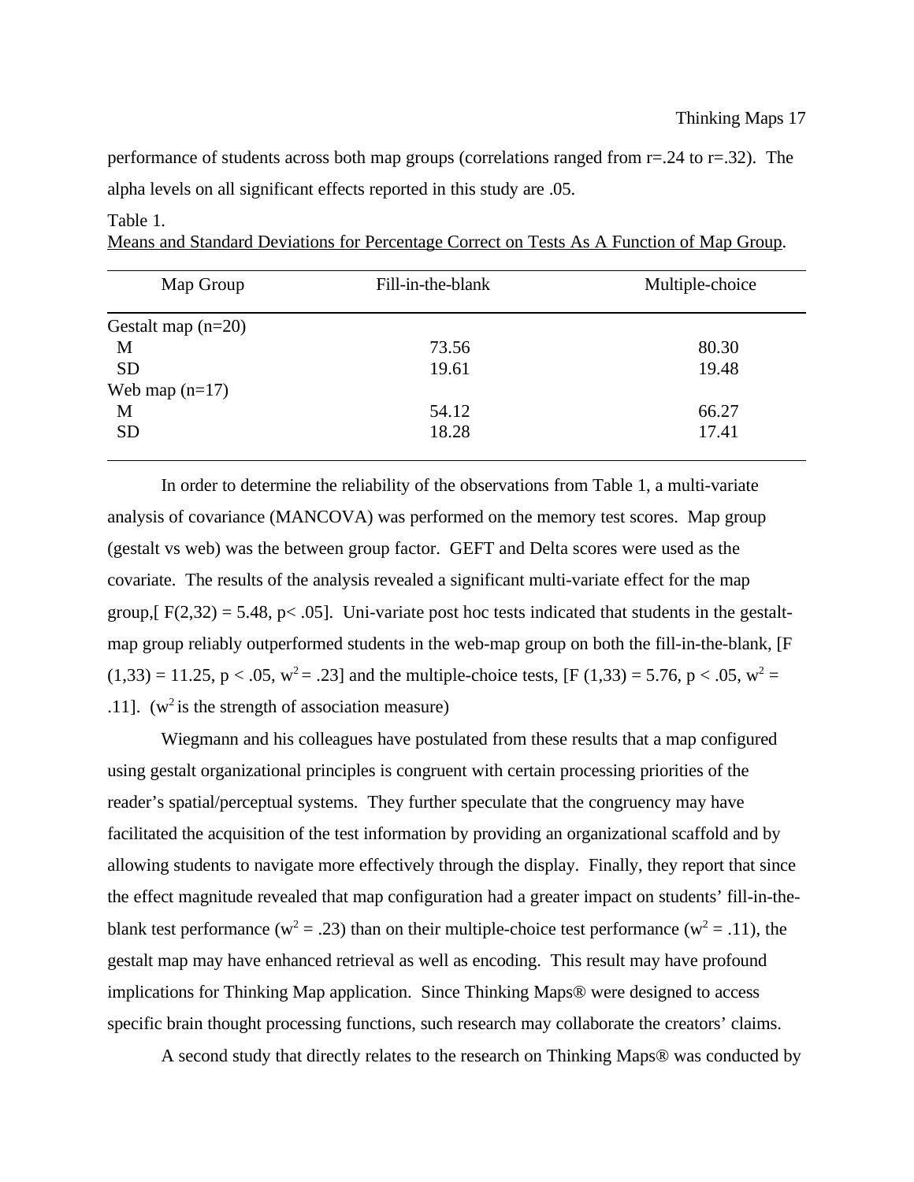performance of students across both map groups (correlations ranged from r=.24 to r=.32). The alpha levels on all significant effects reported in this study are .05.

Table 1.
Means and Standard Deviations for Percentage Correct on Tests As A Function of Map Group.

| Map Group | Fill-in-the-blank | Multiple-choice |
|---|---|---|
| Gestalt map (n=20) | | |
| M | 73.56 | 80.30 |
| SD | 19.61 | 19.48 |
| Web map (n=17) | | |
| M | 54.12 | 66.27 |
| SD | 18.28 | 17.41 |

In order to determine the reliability of the observations from Table 1, a multi-variate analysis of covariance (MANCOVA) was performed on the memory test scores. Map group (gestalt vs web) was the between group factor. GEFT and Delta scores were used as the covariate. The results of the analysis revealed a significant multi-variate effect for the map group,[ $F(2,32) = 5.48$, $p < .05$]. Uni-variate post hoc tests indicated that students in the gestalt-map group reliably outperformed students in the web-map group on both the fill-in-the-blank, [$F(1,33) = 11.25$, $p < .05$, $w^2 = .23$] and the multiple-choice tests, [$F(1,33) = 5.76$, $p < .05$, $w^2 = .11$]. ($w^2$ is the strength of association measure)

Wiegmann and his colleagues have postulated from these results that a map configured using gestalt organizational principles is congruent with certain processing priorities of the reader's spatial/perceptual systems. They further speculate that the congruency may have facilitated the acquisition of the test information by providing an organizational scaffold and by allowing students to navigate more effectively through the display. Finally, they report that since the effect magnitude revealed that map configuration had a greater impact on students' fill-in-the-blank test performance ($w^2 = .23$) than on their multiple-choice test performance ($w^2 = .11$), the gestalt map may have enhanced retrieval as well as encoding. This result may have profound implications for Thinking Map application. Since Thinking Maps® were designed to access specific brain thought processing functions, such research may collaborate the creators' claims.

A second study that directly relates to the research on Thinking Maps® was conducted by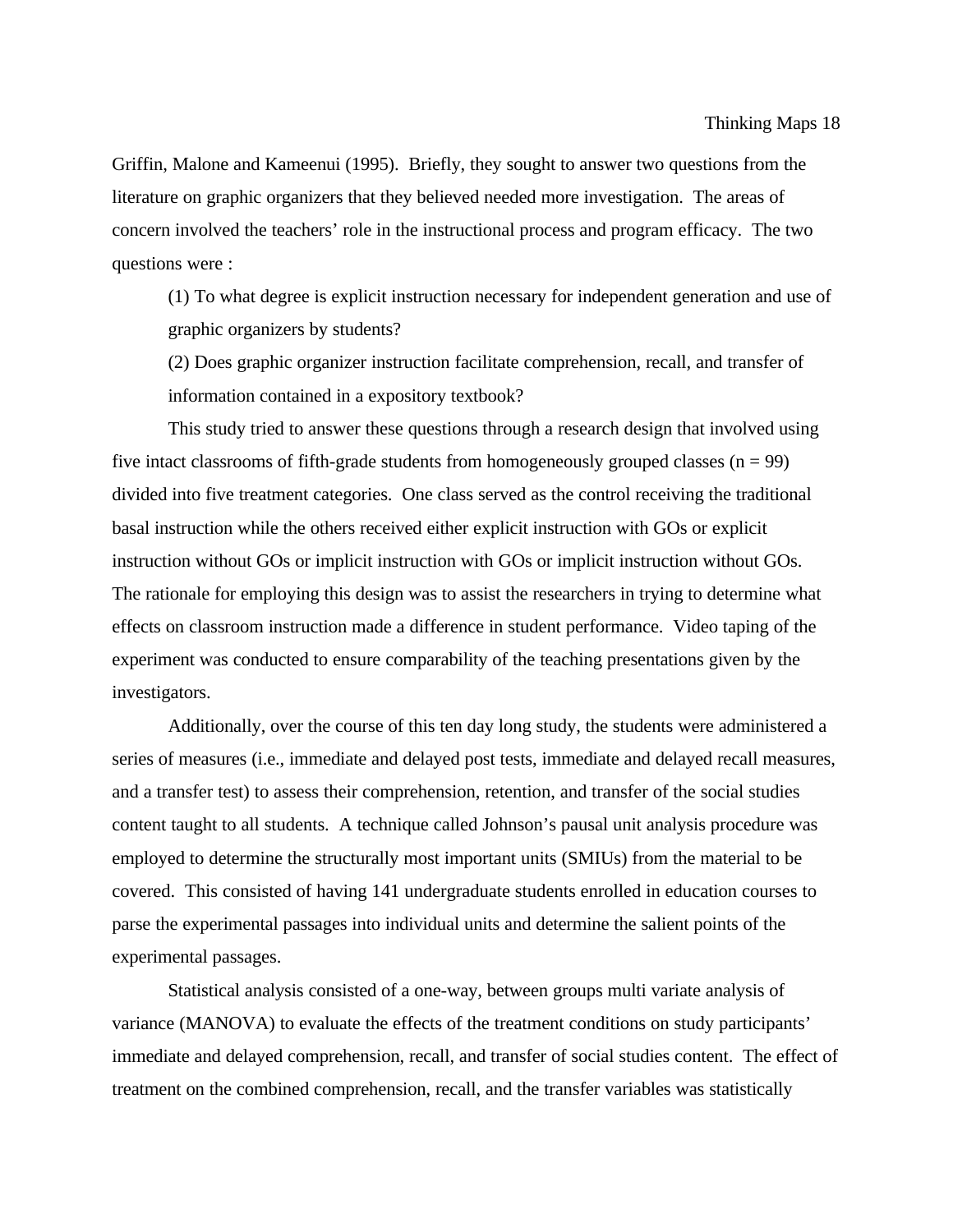Griffin, Malone and Kameenui (1995). Briefly, they sought to answer two questions from the literature on graphic organizers that they believed needed more investigation. The areas of concern involved the teachers' role in the instructional process and program efficacy. The two questions were :

> (1) To what degree is explicit instruction necessary for independent generation and use of graphic organizers by students?
>
> (2) Does graphic organizer instruction facilitate comprehension, recall, and transfer of information contained in a expository textbook?

This study tried to answer these questions through a research design that involved using five intact classrooms of fifth-grade students from homogeneously grouped classes (n = 99) divided into five treatment categories. One class served as the control receiving the traditional basal instruction while the others received either explicit instruction with GOs or explicit instruction without GOs or implicit instruction with GOs or implicit instruction without GOs. The rationale for employing this design was to assist the researchers in trying to determine what effects on classroom instruction made a difference in student performance. Video taping of the experiment was conducted to ensure comparability of the teaching presentations given by the investigators.

Additionally, over the course of this ten day long study, the students were administered a series of measures (i.e., immediate and delayed post tests, immediate and delayed recall measures, and a transfer test) to assess their comprehension, retention, and transfer of the social studies content taught to all students. A technique called Johnson's pausal unit analysis procedure was employed to determine the structurally most important units (SMIUs) from the material to be covered. This consisted of having 141 undergraduate students enrolled in education courses to parse the experimental passages into individual units and determine the salient points of the experimental passages.

Statistical analysis consisted of a one-way, between groups multi variate analysis of variance (MANOVA) to evaluate the effects of the treatment conditions on study participants' immediate and delayed comprehension, recall, and transfer of social studies content. The effect of treatment on the combined comprehension, recall, and the transfer variables was statistically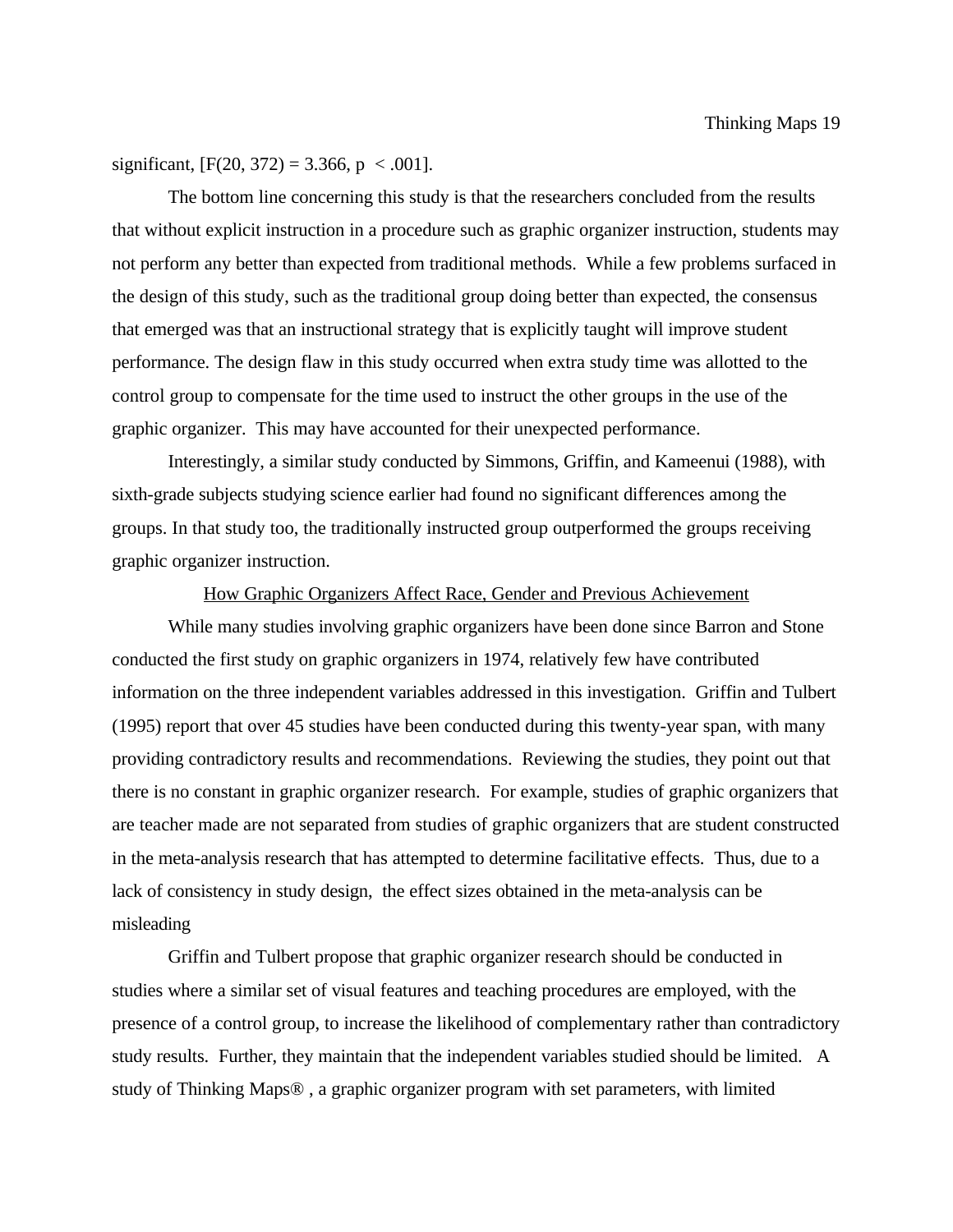significant, [$F(20, 372) = 3.366$, $p < .001$].

The bottom line concerning this study is that the researchers concluded from the results that without explicit instruction in a procedure such as graphic organizer instruction, students may not perform any better than expected from traditional methods. While a few problems surfaced in the design of this study, such as the traditional group doing better than expected, the consensus that emerged was that an instructional strategy that is explicitly taught will improve student performance. The design flaw in this study occurred when extra study time was allotted to the control group to compensate for the time used to instruct the other groups in the use of the graphic organizer. This may have accounted for their unexpected performance.

Interestingly, a similar study conducted by Simmons, Griffin, and Kameenui (1988), with sixth-grade subjects studying science earlier had found no significant differences among the groups. In that study too, the traditionally instructed group outperformed the groups receiving graphic organizer instruction.

## How Graphic Organizers Affect Race, Gender and Previous Achievement

While many studies involving graphic organizers have been done since Barron and Stone conducted the first study on graphic organizers in 1974, relatively few have contributed information on the three independent variables addressed in this investigation. Griffin and Tulbert (1995) report that over 45 studies have been conducted during this twenty-year span, with many providing contradictory results and recommendations. Reviewing the studies, they point out that there is no constant in graphic organizer research. For example, studies of graphic organizers that are teacher made are not separated from studies of graphic organizers that are student constructed in the meta-analysis research that has attempted to determine facilitative effects. Thus, due to a lack of consistency in study design, the effect sizes obtained in the meta-analysis can be misleading

Griffin and Tulbert propose that graphic organizer research should be conducted in studies where a similar set of visual features and teaching procedures are employed, with the presence of a control group, to increase the likelihood of complementary rather than contradictory study results. Further, they maintain that the independent variables studied should be limited. A study of Thinking Maps® , a graphic organizer program with set parameters, with limited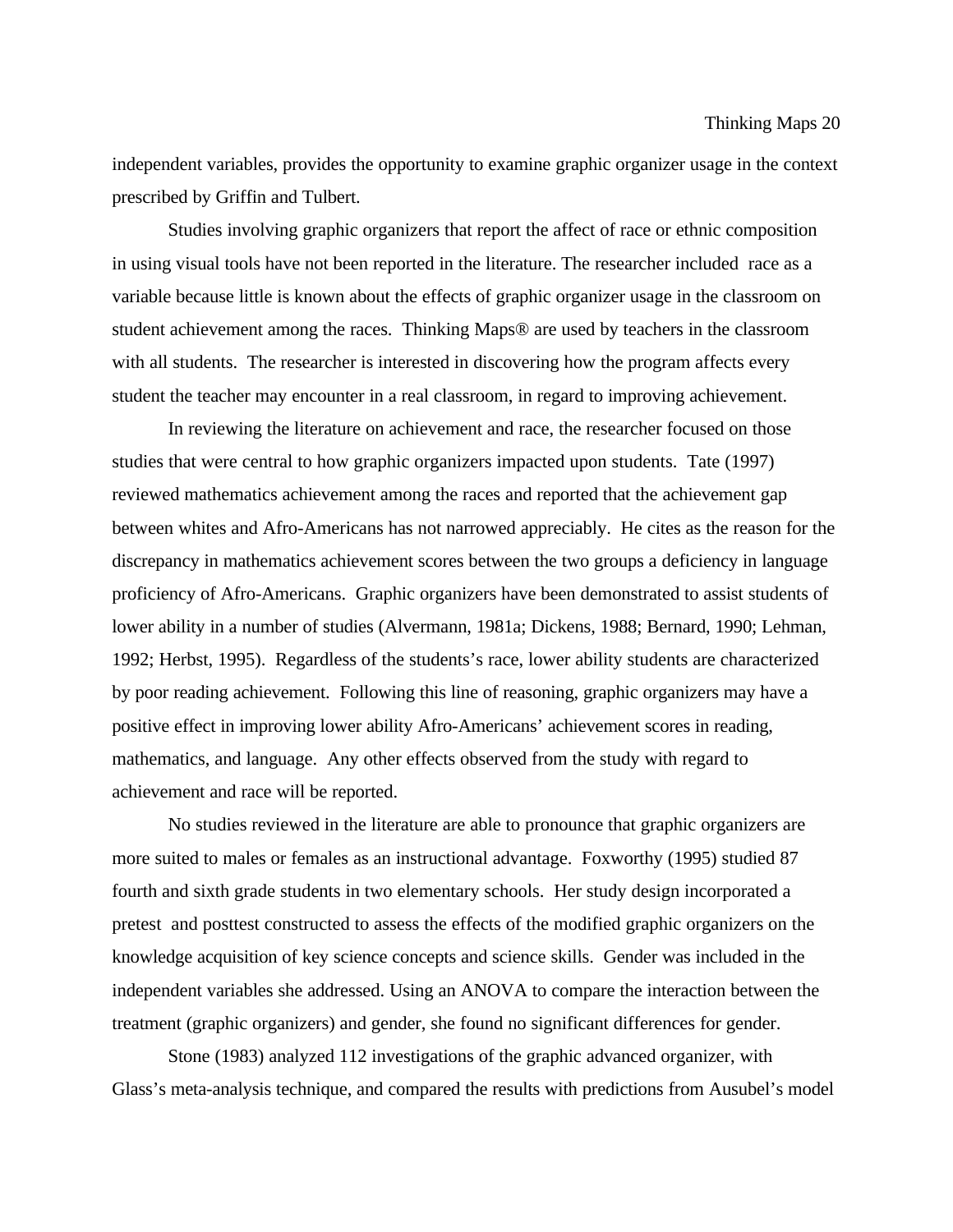independent variables, provides the opportunity to examine graphic organizer usage in the context prescribed by Griffin and Tulbert.

Studies involving graphic organizers that report the affect of race or ethnic composition in using visual tools have not been reported in the literature. The researcher included race as a variable because little is known about the effects of graphic organizer usage in the classroom on student achievement among the races. Thinking Maps® are used by teachers in the classroom with all students. The researcher is interested in discovering how the program affects every student the teacher may encounter in a real classroom, in regard to improving achievement.

In reviewing the literature on achievement and race, the researcher focused on those studies that were central to how graphic organizers impacted upon students. Tate (1997) reviewed mathematics achievement among the races and reported that the achievement gap between whites and Afro-Americans has not narrowed appreciably. He cites as the reason for the discrepancy in mathematics achievement scores between the two groups a deficiency in language proficiency of Afro-Americans. Graphic organizers have been demonstrated to assist students of lower ability in a number of studies (Alvermann, 1981a; Dickens, 1988; Bernard, 1990; Lehman, 1992; Herbst, 1995). Regardless of the students's race, lower ability students are characterized by poor reading achievement. Following this line of reasoning, graphic organizers may have a positive effect in improving lower ability Afro-Americans' achievement scores in reading, mathematics, and language. Any other effects observed from the study with regard to achievement and race will be reported.

No studies reviewed in the literature are able to pronounce that graphic organizers are more suited to males or females as an instructional advantage. Foxworthy (1995) studied 87 fourth and sixth grade students in two elementary schools. Her study design incorporated a pretest and posttest constructed to assess the effects of the modified graphic organizers on the knowledge acquisition of key science concepts and science skills. Gender was included in the independent variables she addressed. Using an ANOVA to compare the interaction between the treatment (graphic organizers) and gender, she found no significant differences for gender.

Stone (1983) analyzed 112 investigations of the graphic advanced organizer, with Glass's meta-analysis technique, and compared the results with predictions from Ausubel's model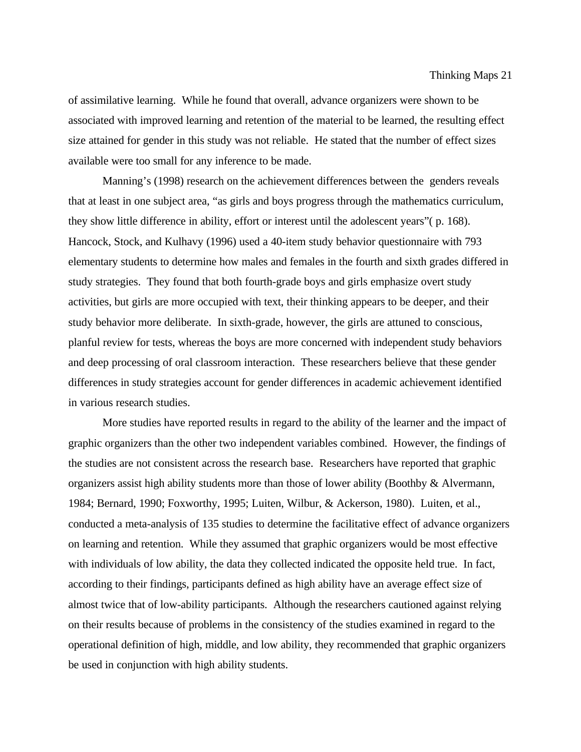of assimilative learning.  While he found that overall, advance organizers were shown to be associated with improved learning and retention of the material to be learned, the resulting effect size attained for gender in this study was not reliable.  He stated that the number of effect sizes available were too small for any inference to be made.

Manning's (1998) research on the achievement differences between the  genders reveals that at least in one subject area, "as girls and boys progress through the mathematics curriculum, they show little difference in ability, effort or interest until the adolescent years"( p. 168). Hancock, Stock, and Kulhavy (1996) used a 40-item study behavior questionnaire with 793 elementary students to determine how males and females in the fourth and sixth grades differed in study strategies.  They found that both fourth-grade boys and girls emphasize overt study activities, but girls are more occupied with text, their thinking appears to be deeper, and their study behavior more deliberate.  In sixth-grade, however, the girls are attuned to conscious, planful review for tests, whereas the boys are more concerned with independent study behaviors and deep processing of oral classroom interaction.  These researchers believe that these gender differences in study strategies account for gender differences in academic achievement identified in various research studies.

More studies have reported results in regard to the ability of the learner and the impact of graphic organizers than the other two independent variables combined.  However, the findings of the studies are not consistent across the research base.  Researchers have reported that graphic organizers assist high ability students more than those of lower ability (Boothby & Alvermann, 1984; Bernard, 1990; Foxworthy, 1995; Luiten, Wilbur, & Ackerson, 1980).  Luiten, et al., conducted a meta-analysis of 135 studies to determine the facilitative effect of advance organizers on learning and retention.  While they assumed that graphic organizers would be most effective with individuals of low ability, the data they collected indicated the opposite held true.  In fact, according to their findings, participants defined as high ability have an average effect size of almost twice that of low-ability participants.  Although the researchers cautioned against relying on their results because of problems in the consistency of the studies examined in regard to the operational definition of high, middle, and low ability, they recommended that graphic organizers be used in conjunction with high ability students.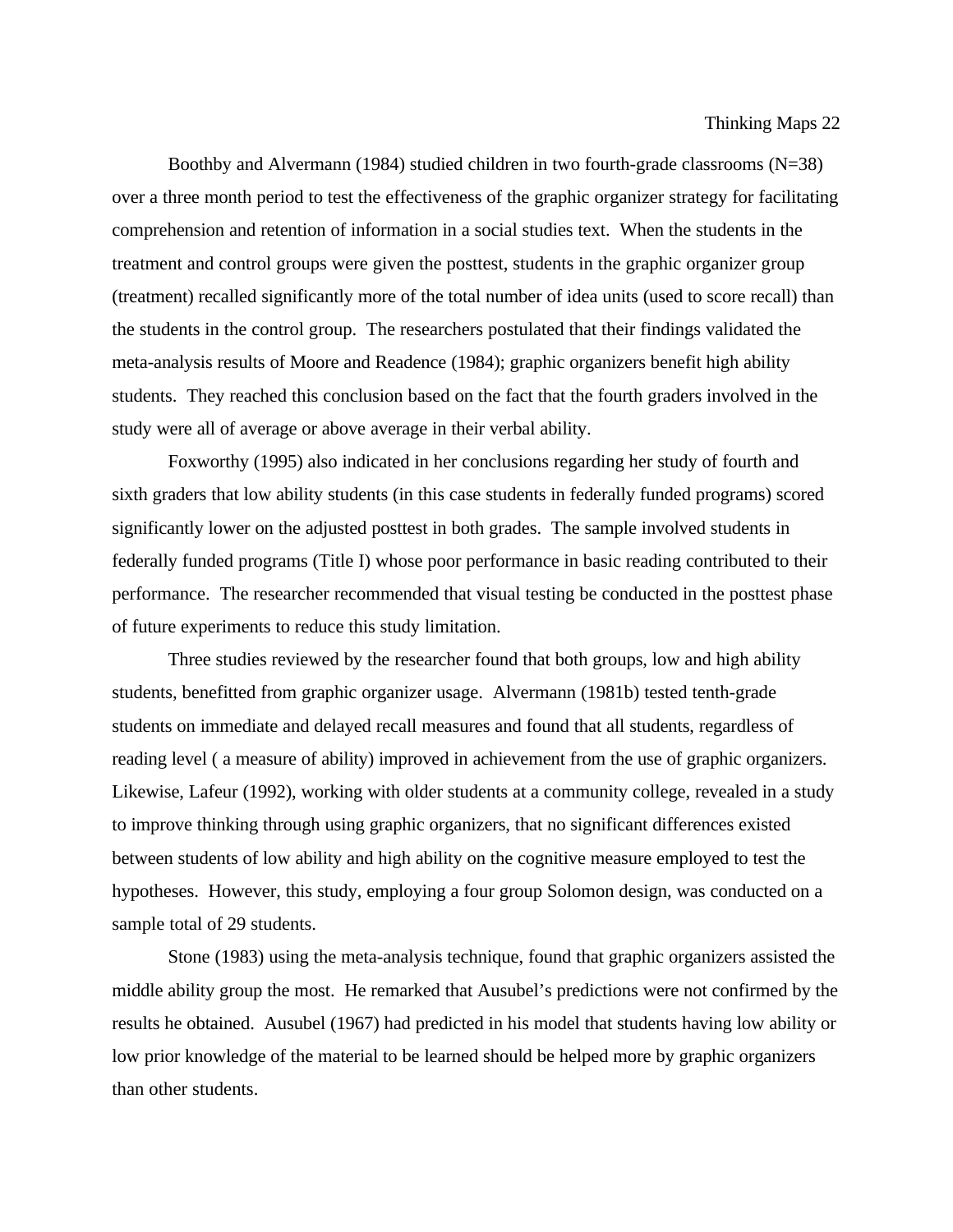Boothby and Alvermann (1984) studied children in two fourth-grade classrooms (N=38) over a three month period to test the effectiveness of the graphic organizer strategy for facilitating comprehension and retention of information in a social studies text. When the students in the treatment and control groups were given the posttest, students in the graphic organizer group (treatment) recalled significantly more of the total number of idea units (used to score recall) than the students in the control group. The researchers postulated that their findings validated the meta-analysis results of Moore and Readence (1984); graphic organizers benefit high ability students. They reached this conclusion based on the fact that the fourth graders involved in the study were all of average or above average in their verbal ability.

Foxworthy (1995) also indicated in her conclusions regarding her study of fourth and sixth graders that low ability students (in this case students in federally funded programs) scored significantly lower on the adjusted posttest in both grades. The sample involved students in federally funded programs (Title I) whose poor performance in basic reading contributed to their performance. The researcher recommended that visual testing be conducted in the posttest phase of future experiments to reduce this study limitation.

Three studies reviewed by the researcher found that both groups, low and high ability students, benefitted from graphic organizer usage. Alvermann (1981b) tested tenth-grade students on immediate and delayed recall measures and found that all students, regardless of reading level ( a measure of ability) improved in achievement from the use of graphic organizers. Likewise, Lafeur (1992), working with older students at a community college, revealed in a study to improve thinking through using graphic organizers, that no significant differences existed between students of low ability and high ability on the cognitive measure employed to test the hypotheses. However, this study, employing a four group Solomon design, was conducted on a sample total of 29 students.

Stone (1983) using the meta-analysis technique, found that graphic organizers assisted the middle ability group the most. He remarked that Ausubel's predictions were not confirmed by the results he obtained. Ausubel (1967) had predicted in his model that students having low ability or low prior knowledge of the material to be learned should be helped more by graphic organizers than other students.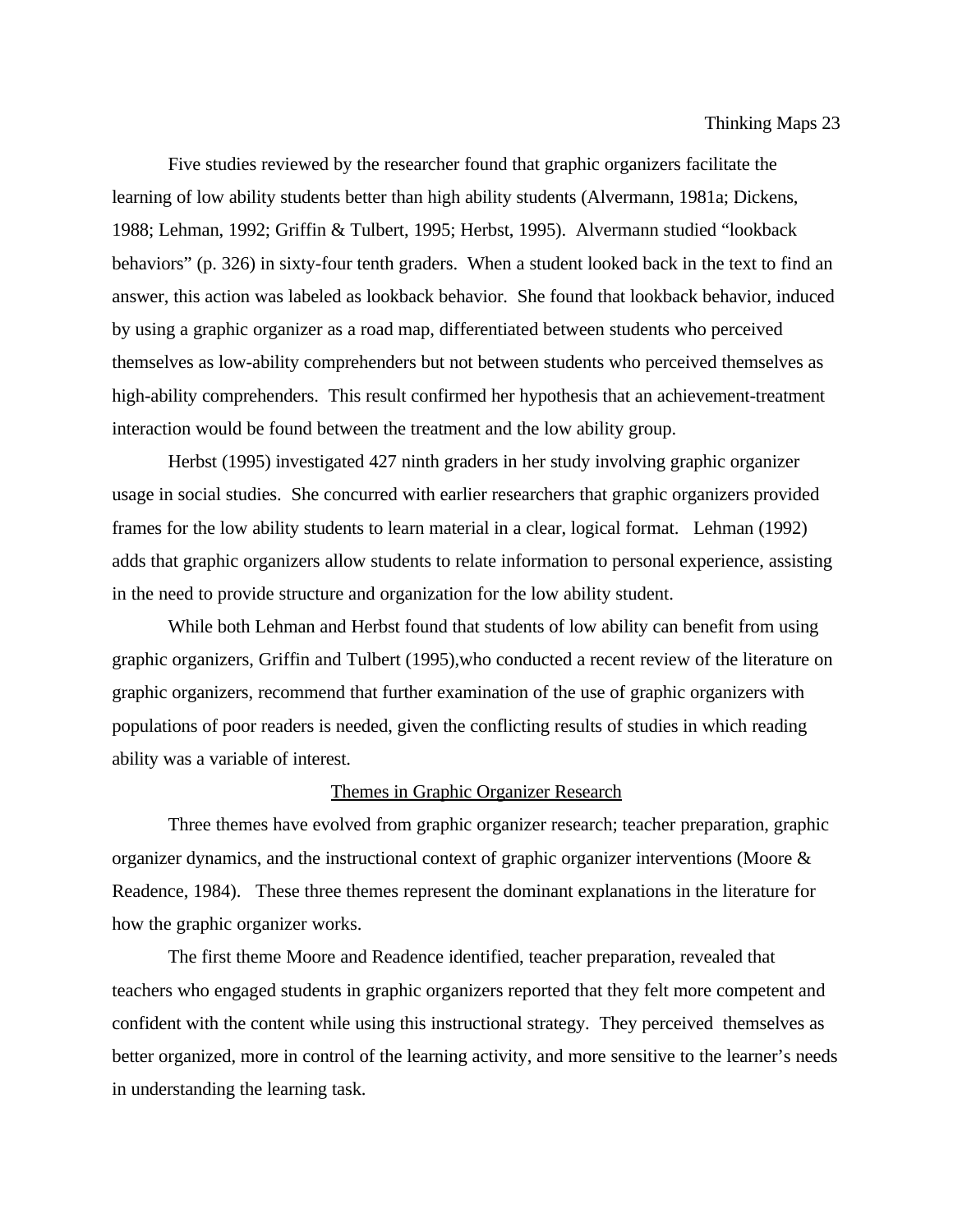Five studies reviewed by the researcher found that graphic organizers facilitate the learning of low ability students better than high ability students (Alvermann, 1981a; Dickens, 1988; Lehman, 1992; Griffin & Tulbert, 1995; Herbst, 1995). Alvermann studied "lookback behaviors" (p. 326) in sixty-four tenth graders. When a student looked back in the text to find an answer, this action was labeled as lookback behavior. She found that lookback behavior, induced by using a graphic organizer as a road map, differentiated between students who perceived themselves as low-ability comprehenders but not between students who perceived themselves as high-ability comprehenders. This result confirmed her hypothesis that an achievement-treatment interaction would be found between the treatment and the low ability group.

Herbst (1995) investigated 427 ninth graders in her study involving graphic organizer usage in social studies. She concurred with earlier researchers that graphic organizers provided frames for the low ability students to learn material in a clear, logical format. Lehman (1992) adds that graphic organizers allow students to relate information to personal experience, assisting in the need to provide structure and organization for the low ability student.

While both Lehman and Herbst found that students of low ability can benefit from using graphic organizers, Griffin and Tulbert (1995),who conducted a recent review of the literature on graphic organizers, recommend that further examination of the use of graphic organizers with populations of poor readers is needed, given the conflicting results of studies in which reading ability was a variable of interest.

## Themes in Graphic Organizer Research

Three themes have evolved from graphic organizer research; teacher preparation, graphic organizer dynamics, and the instructional context of graphic organizer interventions (Moore & Readence, 1984). These three themes represent the dominant explanations in the literature for how the graphic organizer works.

The first theme Moore and Readence identified, teacher preparation, revealed that teachers who engaged students in graphic organizers reported that they felt more competent and confident with the content while using this instructional strategy. They perceived themselves as better organized, more in control of the learning activity, and more sensitive to the learner's needs in understanding the learning task.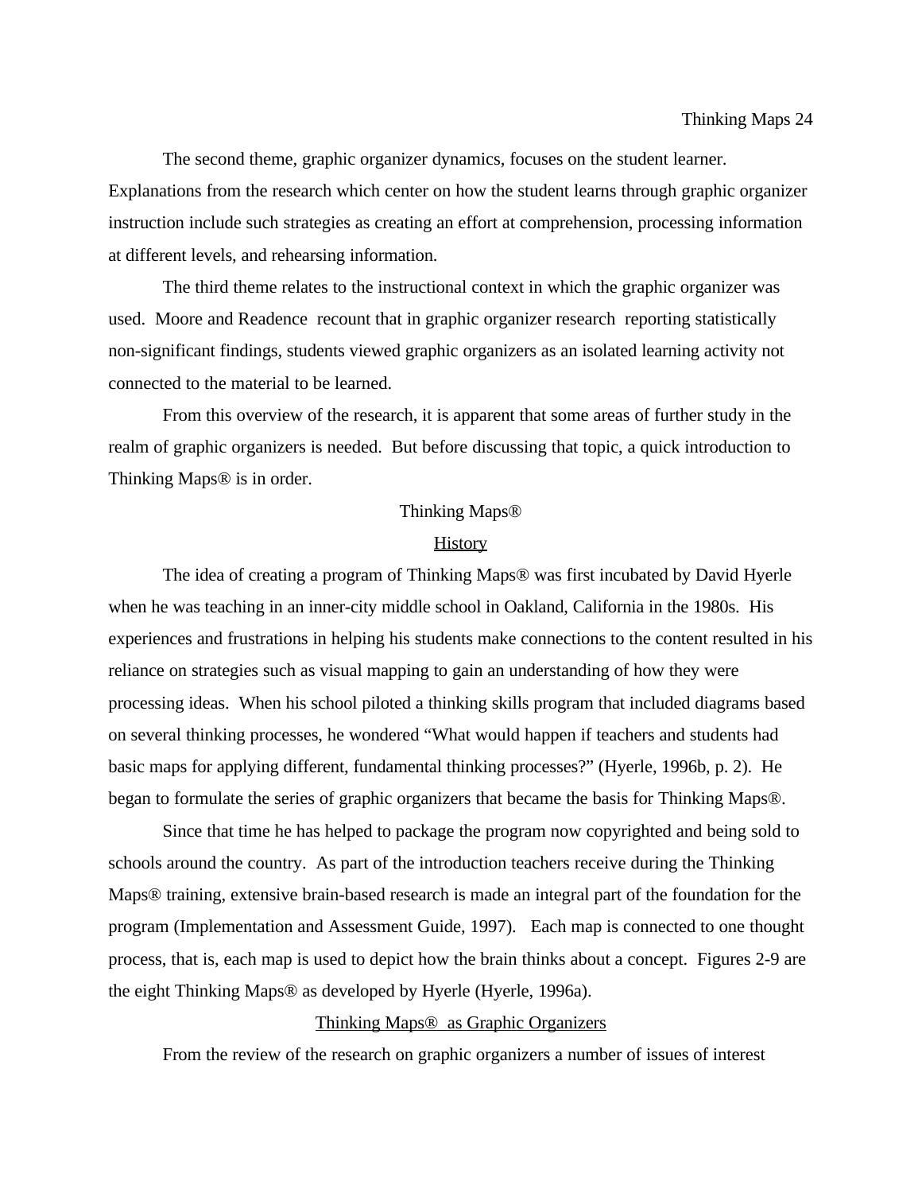The second theme, graphic organizer dynamics, focuses on the student learner. Explanations from the research which center on how the student learns through graphic organizer instruction include such strategies as creating an effort at comprehension, processing information at different levels, and rehearsing information.

The third theme relates to the instructional context in which the graphic organizer was used. Moore and Readence recount that in graphic organizer research reporting statistically non-significant findings, students viewed graphic organizers as an isolated learning activity not connected to the material to be learned.

From this overview of the research, it is apparent that some areas of further study in the realm of graphic organizers is needed. But before discussing that topic, a quick introduction to Thinking Maps® is in order.

## Thinking Maps®

### History

The idea of creating a program of Thinking Maps® was first incubated by David Hyerle when he was teaching in an inner-city middle school in Oakland, California in the 1980s. His experiences and frustrations in helping his students make connections to the content resulted in his reliance on strategies such as visual mapping to gain an understanding of how they were processing ideas. When his school piloted a thinking skills program that included diagrams based on several thinking processes, he wondered "What would happen if teachers and students had basic maps for applying different, fundamental thinking processes?" (Hyerle, 1996b, p. 2). He began to formulate the series of graphic organizers that became the basis for Thinking Maps®.

Since that time he has helped to package the program now copyrighted and being sold to schools around the country. As part of the introduction teachers receive during the Thinking Maps® training, extensive brain-based research is made an integral part of the foundation for the program (Implementation and Assessment Guide, 1997). Each map is connected to one thought process, that is, each map is used to depict how the brain thinks about a concept. Figures 2-9 are the eight Thinking Maps® as developed by Hyerle (Hyerle, 1996a).

### Thinking Maps® as Graphic Organizers

From the review of the research on graphic organizers a number of issues of interest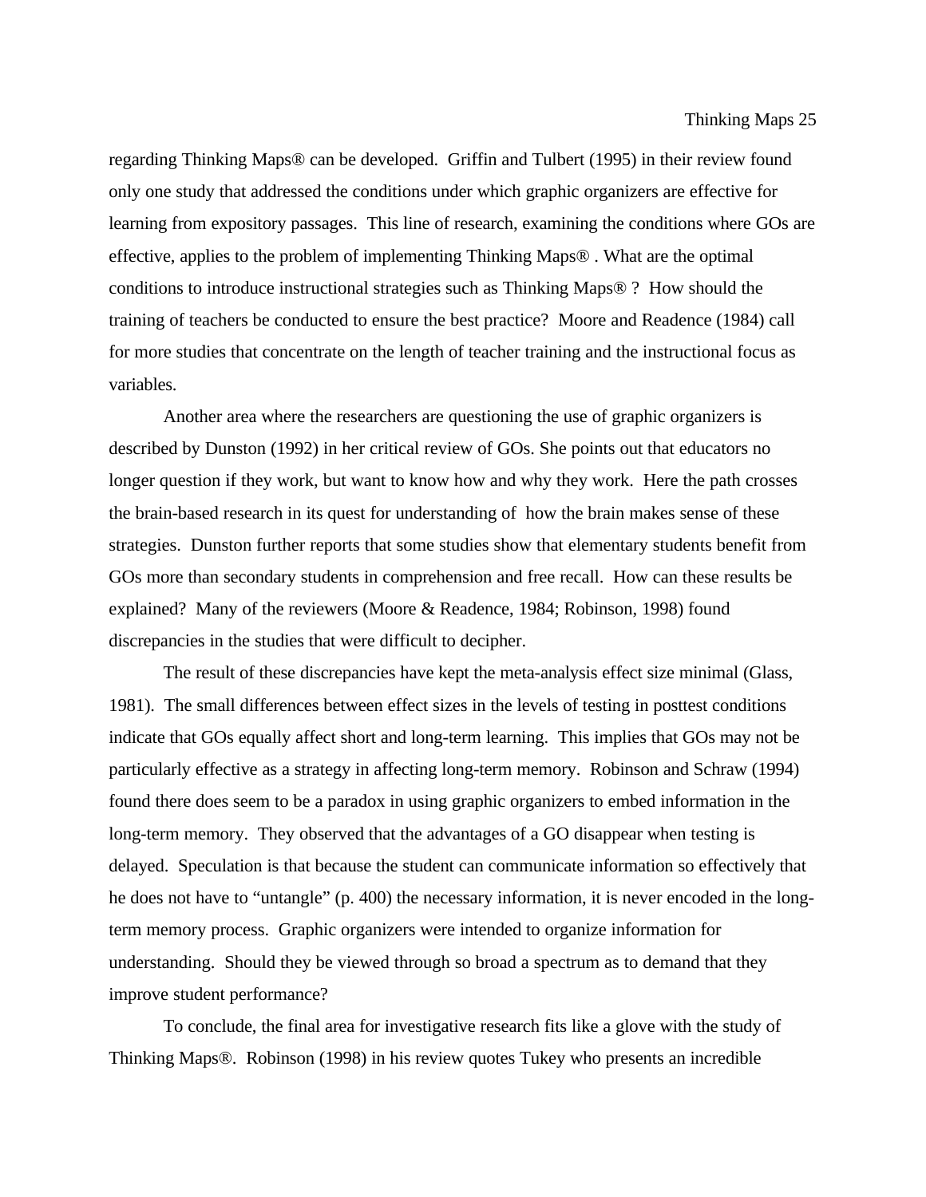regarding Thinking Maps® can be developed. Griffin and Tulbert (1995) in their review found only one study that addressed the conditions under which graphic organizers are effective for learning from expository passages. This line of research, examining the conditions where GOs are effective, applies to the problem of implementing Thinking Maps® . What are the optimal conditions to introduce instructional strategies such as Thinking Maps® ? How should the training of teachers be conducted to ensure the best practice? Moore and Readence (1984) call for more studies that concentrate on the length of teacher training and the instructional focus as variables.

Another area where the researchers are questioning the use of graphic organizers is described by Dunston (1992) in her critical review of GOs. She points out that educators no longer question if they work, but want to know how and why they work. Here the path crosses the brain-based research in its quest for understanding of how the brain makes sense of these strategies. Dunston further reports that some studies show that elementary students benefit from GOs more than secondary students in comprehension and free recall. How can these results be explained? Many of the reviewers (Moore & Readence, 1984; Robinson, 1998) found discrepancies in the studies that were difficult to decipher.

The result of these discrepancies have kept the meta-analysis effect size minimal (Glass, 1981). The small differences between effect sizes in the levels of testing in posttest conditions indicate that GOs equally affect short and long-term learning. This implies that GOs may not be particularly effective as a strategy in affecting long-term memory. Robinson and Schraw (1994) found there does seem to be a paradox in using graphic organizers to embed information in the long-term memory. They observed that the advantages of a GO disappear when testing is delayed. Speculation is that because the student can communicate information so effectively that he does not have to "untangle" (p. 400) the necessary information, it is never encoded in the long-term memory process. Graphic organizers were intended to organize information for understanding. Should they be viewed through so broad a spectrum as to demand that they improve student performance?

To conclude, the final area for investigative research fits like a glove with the study of Thinking Maps®. Robinson (1998) in his review quotes Tukey who presents an incredible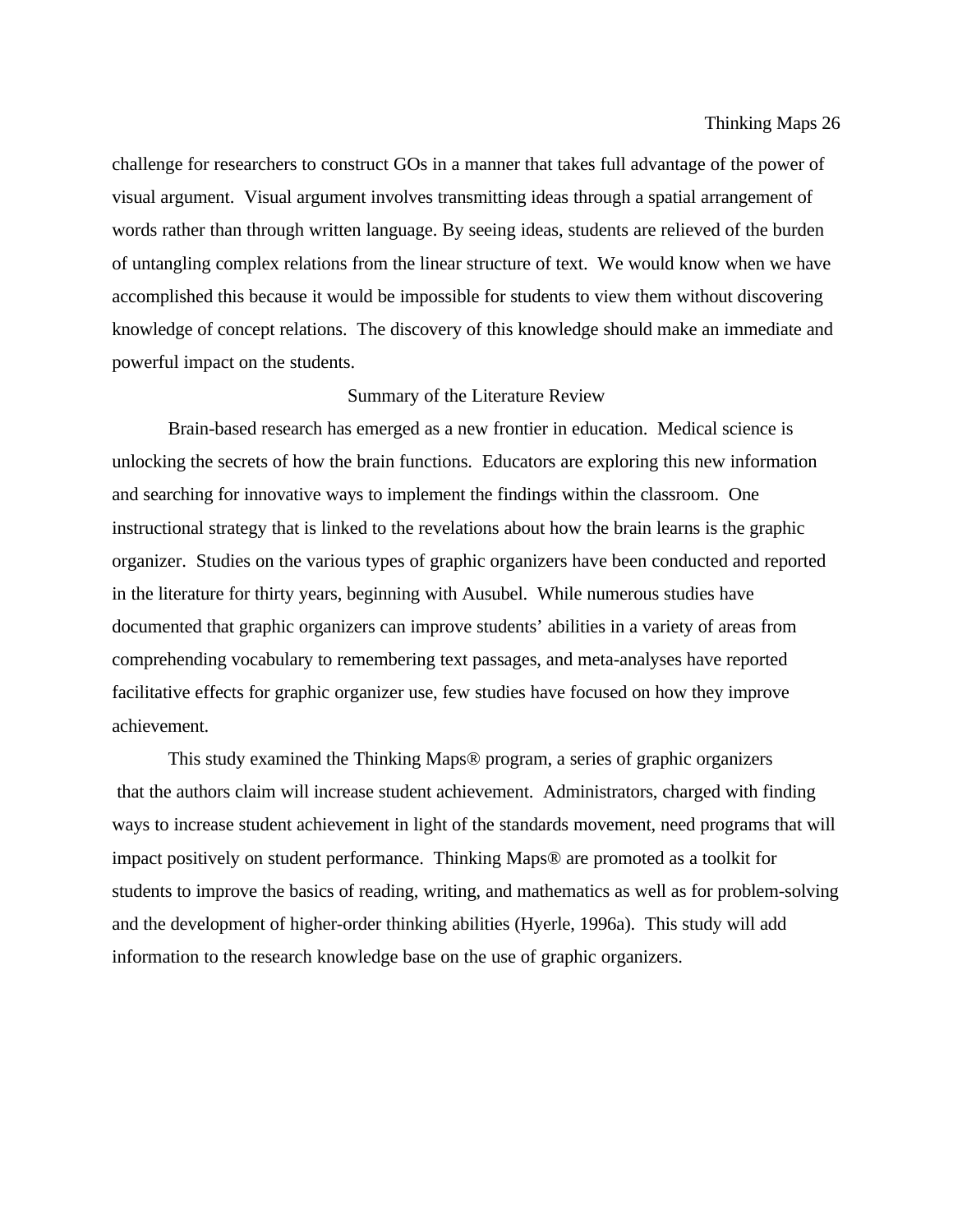challenge for researchers to construct GOs in a manner that takes full advantage of the power of visual argument. Visual argument involves transmitting ideas through a spatial arrangement of words rather than through written language. By seeing ideas, students are relieved of the burden of untangling complex relations from the linear structure of text. We would know when we have accomplished this because it would be impossible for students to view them without discovering knowledge of concept relations. The discovery of this knowledge should make an immediate and powerful impact on the students.

## Summary of the Literature Review

Brain-based research has emerged as a new frontier in education. Medical science is unlocking the secrets of how the brain functions. Educators are exploring this new information and searching for innovative ways to implement the findings within the classroom. One instructional strategy that is linked to the revelations about how the brain learns is the graphic organizer. Studies on the various types of graphic organizers have been conducted and reported in the literature for thirty years, beginning with Ausubel. While numerous studies have documented that graphic organizers can improve students' abilities in a variety of areas from comprehending vocabulary to remembering text passages, and meta-analyses have reported facilitative effects for graphic organizer use, few studies have focused on how they improve achievement.

This study examined the Thinking Maps® program, a series of graphic organizers that the authors claim will increase student achievement. Administrators, charged with finding ways to increase student achievement in light of the standards movement, need programs that will impact positively on student performance. Thinking Maps® are promoted as a toolkit for students to improve the basics of reading, writing, and mathematics as well as for problem-solving and the development of higher-order thinking abilities (Hyerle, 1996a). This study will add information to the research knowledge base on the use of graphic organizers.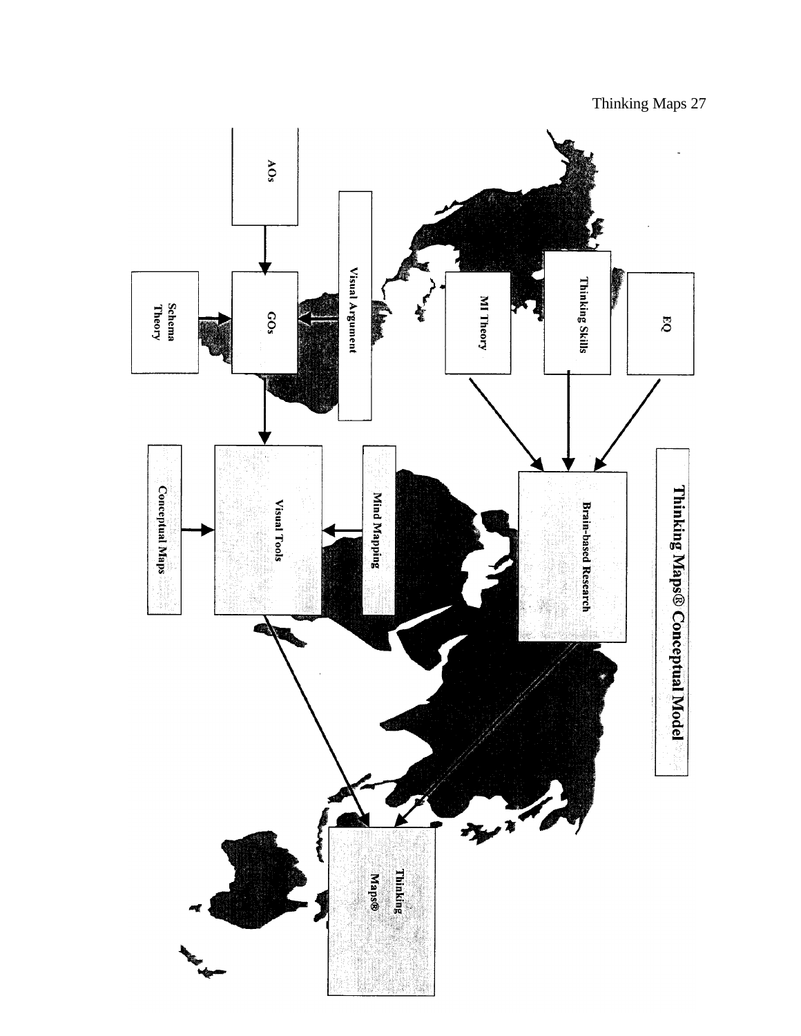Thinking Maps® Conceptual Model

AOs

GOs

Schema Theory

Visual Argument

MI Theory

Thinking Skills

EQ

Brain-based Research

Mind Mapping

Visual Tools

Conceptual Maps

Thinking Maps®